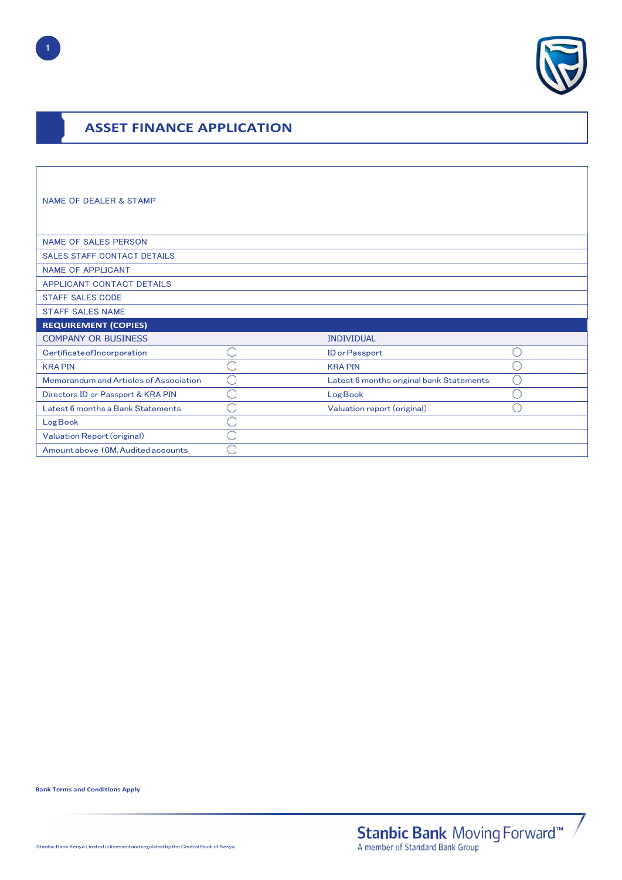# ASSET FINANCE APPLICATION

| | |
|---|---|
| NAME OF DEALER & STAMP | |
| NAME OF SALES PERSON | |
| SALES STAFF CONTACT DETAILS | |
| NAME OF APPLICANT | |
| APPLICANT CONTACT DETAILS | |
| STAFF SALES CODE | |
| STAFF SALES NAME | |

| **REQUIREMENT (COPIES)** | | | |
|---|---|---|---|
| COMPANY OR BUSINESS | | INDIVIDUAL | |
| Certificate of Incorporation | ◯ | ID or Passport | ◯ |
| KRA PIN | ◯ | KRA PIN | ◯ |
| Memorandum and Articles of Association | ◯ | Latest 6 months original bank Statements | ◯ |
| Directors ID or Passport & KRA PIN | ◯ | Log Book | ◯ |
| Latest 6 months a Bank Statements | ◯ | Valuation report (original) | ◯ |
| Log Book | ◯ | | |
| Valuation Report (original) | ◯ | | |
| Amount above 10M, Audited accounts | ◯ | | |

**Bank Terms and Conditions Apply**

Stanbic Bank Kenya Limited is licensed and regulated by the Central Bank of Kenya

Stanbic Bank Moving Forward™
A member of Standard Bank Group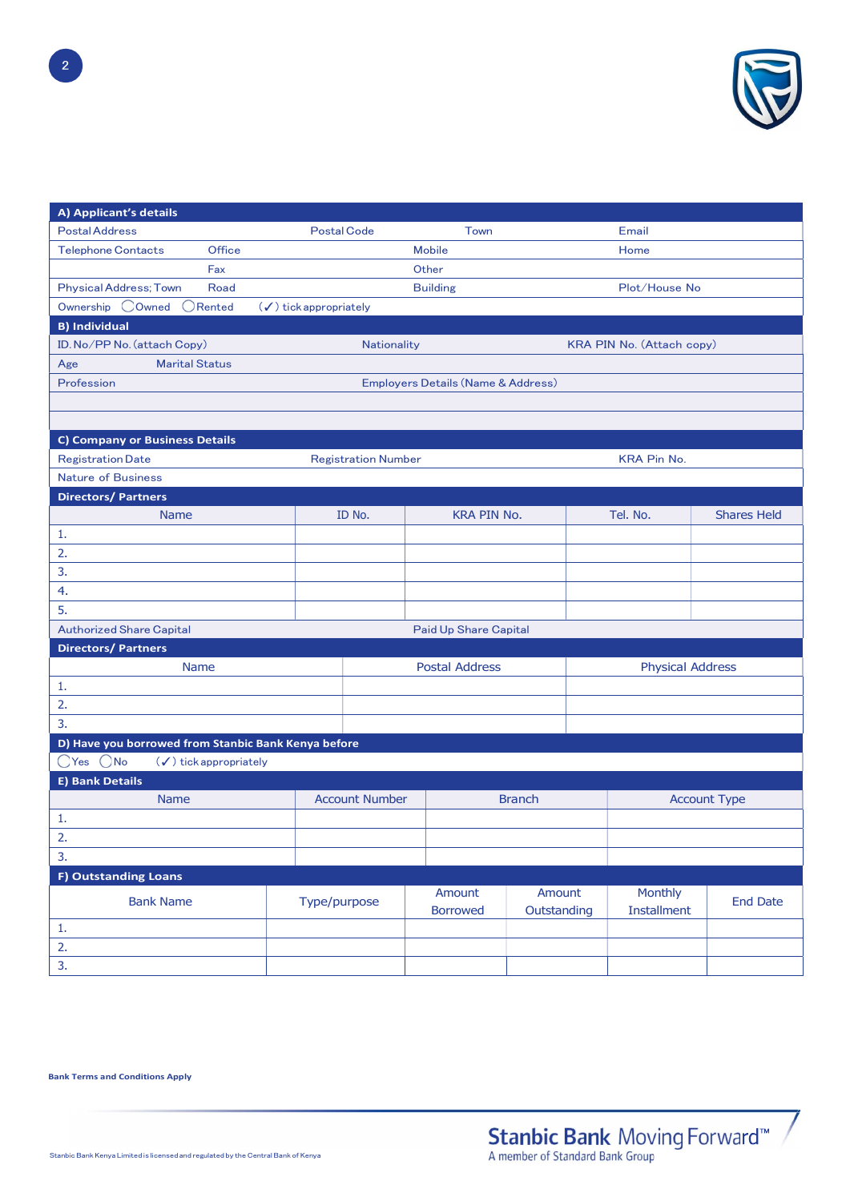## A) Applicant's details

| | | | |
|---|---|---|---|
| Postal Address | Postal Code | Town | Email |
| Telephone Contacts Office | | Mobile | Home |
| Fax | | Other | |
| Physical Address; Town | Road | Building | Plot/House No |

Ownership ◯Owned ◯Rented (✓) tick appropriately

## B) Individual

| | | |
|---|---|---|
| ID. No/PP No. (attach Copy) | Nationality | KRA PIN No. (Attach copy) |
| Age Marital Status | | |
| Profession | Employers Details (Name & Address) | |
| | | |
| | | |

## C) Company or Business Details

| | | |
|---|---|---|
| Registration Date | Registration Number | KRA Pin No. |
| Nature of Business | | |

**Directors/ Partners**

| Name | ID No. | KRA PIN No. | Tel. No. | Shares Held |
|---|---|---|---|---|
| 1. | | | | |
| 2. | | | | |
| 3. | | | | |
| 4. | | | | |
| 5. | | | | |

| | |
|---|---|
| Authorized Share Capital | Paid Up Share Capital |

**Directors/ Partners**

| Name | Postal Address | Physical Address |
|---|---|---|
| 1. | | |
| 2. | | |
| 3. | | |

## D) Have you borrowed from Stanbic Bank Kenya before

◯Yes ◯No (✓) tick appropriately

## E) Bank Details

| Name | Account Number | Branch | Account Type |
|---|---|---|---|
| 1. | | | |
| 2. | | | |
| 3. | | | |

## F) Outstanding Loans

| Bank Name | Type/purpose | Amount Borrowed | Amount Outstanding | Monthly Installment | End Date |
|---|---|---|---|---|---|
| 1. | | | | | |
| 2. | | | | | |
| 3. | | | | | |

**Bank Terms and Conditions Apply**

Stanbic Bank Kenya Limited is licensed and regulated by the Central Bank of Kenya

Stanbic Bank Moving Forward™
A member of Standard Bank Group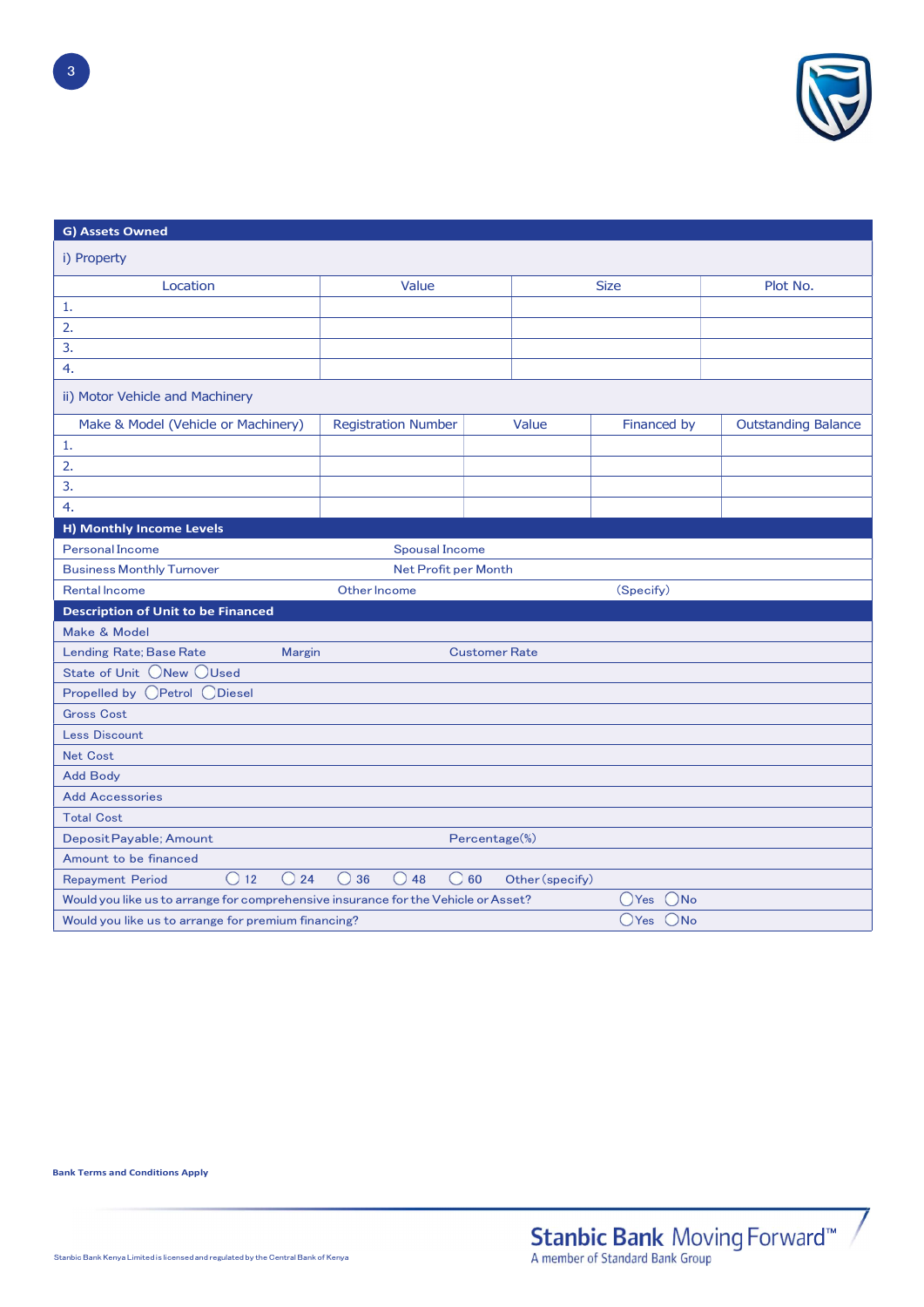## G) Assets Owned

### i) Property

| Location | Value | Size | Plot No. |
|---|---|---|---|
| 1. | | | |
| 2. | | | |
| 3. | | | |
| 4. | | | |

### ii) Motor Vehicle and Machinery

| Make & Model (Vehicle or Machinery) | Registration Number | Value | Financed by | Outstanding Balance |
|---|---|---|---|---|
| 1. | | | | |
| 2. | | | | |
| 3. | | | | |
| 4. | | | | |

## H) Monthly Income Levels

| | | |
|---|---|---|
| Personal Income | Spousal Income | |
| Business Monthly Turnover | Net Profit per Month | |
| Rental Income | Other Income | (Specify) |

## Description of Unit to be Financed

Make & Model

Lending Rate; Base Rate &nbsp;&nbsp; Margin &nbsp;&nbsp; Customer Rate

State of Unit ◯New ◯Used

Propelled by ◯Petrol ◯Diesel

Gross Cost

Less Discount

Net Cost

Add Body

Add Accessories

Total Cost

Deposit Payable; Amount &nbsp;&nbsp; Percentage(%)

Amount to be financed

Repayment Period ◯ 12 ◯ 24 ◯ 36 ◯ 48 ◯ 60 Other (specify)

Would you like us to arrange for comprehensive insurance for the Vehicle or Asset? ◯Yes ◯No

Would you like us to arrange for premium financing? ◯Yes ◯No

**Bank Terms and Conditions Apply**

Stanbic Bank Kenya Limited is licensed and regulated by the Central Bank of Kenya

Stanbic Bank Moving Forward™
A member of Standard Bank Group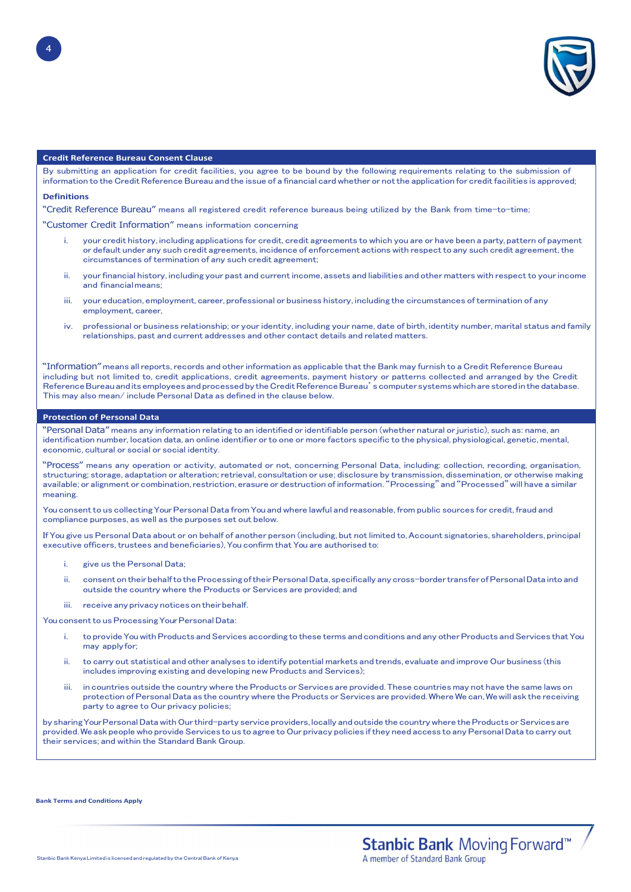## Credit Reference Bureau Consent Clause

By submitting an application for credit facilities, you agree to be bound by the following requirements relating to the submission of information to the Credit Reference Bureau and the issue of a financial card whether or not the application for credit facilities is approved;

### Definitions

"Credit Reference Bureau" means all registered credit reference bureaus being utilized by the Bank from time-to-time;

"Customer Credit Information" means information concerning

i. your credit history, including applications for credit, credit agreements to which you are or have been a party, pattern of payment or default under any such credit agreements, incidence of enforcement actions with respect to any such credit agreement, the circumstances of termination of any such credit agreement;

ii. your financial history, including your past and current income, assets and liabilities and other matters with respect to your income and financial means;

iii. your education, employment, career, professional or business history, including the circumstances of termination of any employment, career,

iv. professional or business relationship; or your identity, including your name, date of birth, identity number, marital status and family relationships, past and current addresses and other contact details and related matters.

"Information" means all reports, records and other information as applicable that the Bank may furnish to a Credit Reference Bureau including but not limited to, credit applications, credit agreements, payment history or patterns collected and arranged by the Credit Reference Bureau and its employees and processed by the Credit Reference Bureau's computer systems which are stored in the database. This may also mean/ include Personal Data as defined in the clause below.

## Protection of Personal Data

"Personal Data" means any information relating to an identified or identifiable person (whether natural or juristic), such as: name, an identification number, location data, an online identifier or to one or more factors specific to the physical, physiological, genetic, mental, economic, cultural or social identity.

"Process" means any operation or activity, automated or not, concerning Personal Data, including: collection, recording, organisation, structuring; storage, adaptation or alteration; retrieval, consultation or use; disclosure by transmission, dissemination, or otherwise making available; or alignment or combination, restriction, erasure or destruction of information. "Processing" and "Processed" will have a similar meaning.

You consent to us collecting Your Personal Data from You and where lawful and reasonable, from public sources for credit, fraud and compliance purposes, as well as the purposes set out below.

If You give us Personal Data about or on behalf of another person (including, but not limited to, Account signatories, shareholders, principal executive officers, trustees and beneficiaries), You confirm that You are authorised to:

i. give us the Personal Data;

ii. consent on their behalf to the Processing of their Personal Data, specifically any cross-border transfer of Personal Data into and outside the country where the Products or Services are provided; and

iii. receive any privacy notices on their behalf.

You consent to us Processing Your Personal Data:

i. to provide You with Products and Services according to these terms and conditions and any other Products and Services that You may apply for;

ii. to carry out statistical and other analyses to identify potential markets and trends, evaluate and improve Our business (this includes improving existing and developing new Products and Services);

iii. in countries outside the country where the Products or Services are provided. These countries may not have the same laws on protection of Personal Data as the country where the Products or Services are provided. Where We can, We will ask the receiving party to agree to Our privacy policies;

by sharing Your Personal Data with Our third-party service providers, locally and outside the country where the Products or Services are provided. We ask people who provide Services to us to agree to Our privacy policies if they need access to any Personal Data to carry out their services; and within the Standard Bank Group.

**Bank Terms and Conditions Apply**

Stanbic Bank Kenya Limited is licensed and regulated by the Central Bank of Kenya

Stanbic Bank Moving Forward™
A member of Standard Bank Group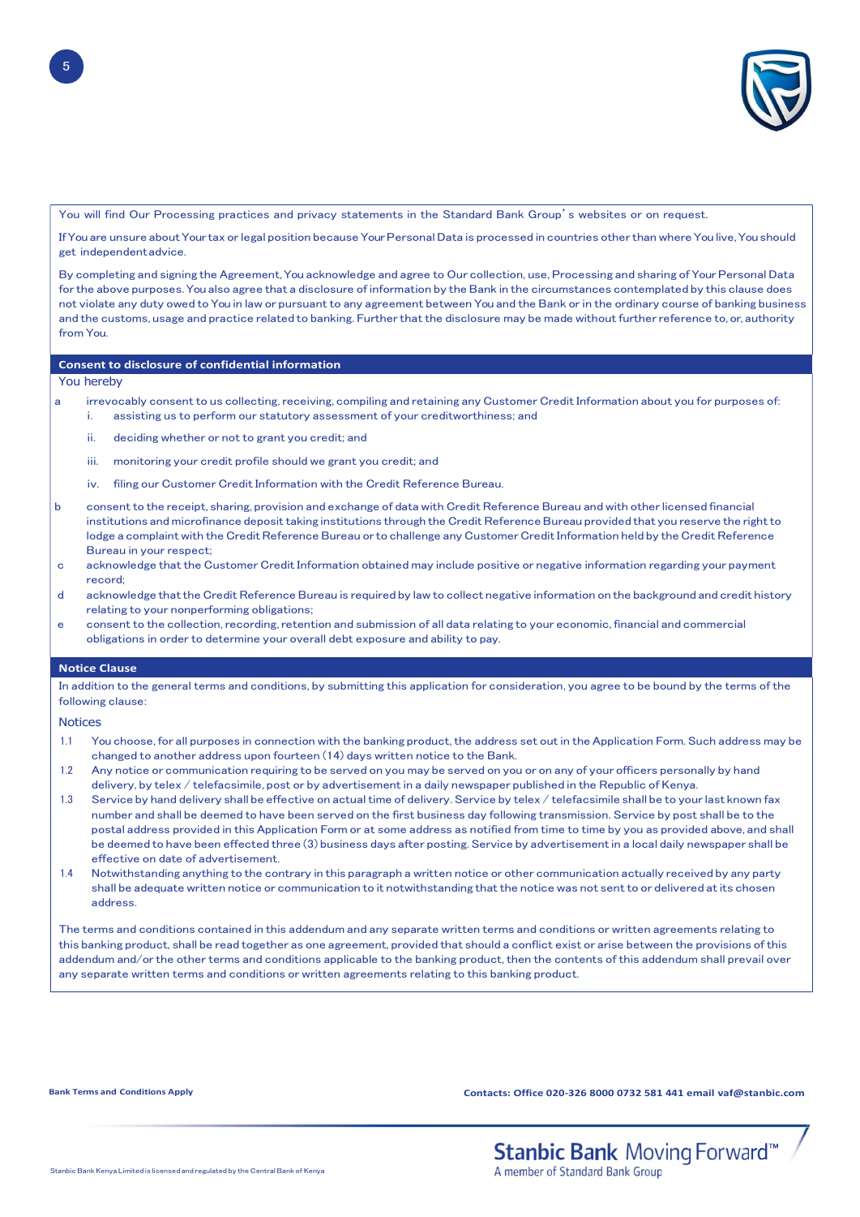You will find Our Processing practices and privacy statements in the Standard Bank Group's websites or on request.

If You are unsure about Your tax or legal position because Your Personal Data is processed in countries other than where You live, You should get independent advice.

By completing and signing the Agreement, You acknowledge and agree to Our collection, use, Processing and sharing of Your Personal Data for the above purposes. You also agree that a disclosure of information by the Bank in the circumstances contemplated by this clause does not violate any duty owed to You in law or pursuant to any agreement between You and the Bank or in the ordinary course of banking business and the customs, usage and practice related to banking. Further that the disclosure may be made without further reference to, or, authority from You.

## Consent to disclosure of confidential information

You hereby

a. irrevocably consent to us collecting, receiving, compiling and retaining any Customer Credit Information about you for purposes of:
   i. assisting us to perform our statutory assessment of your creditworthiness; and
   ii. deciding whether or not to grant you credit; and
   iii. monitoring your credit profile should we grant you credit; and
   iv. filing our Customer Credit Information with the Credit Reference Bureau.
b. consent to the receipt, sharing, provision and exchange of data with Credit Reference Bureau and with other licensed financial institutions and microfinance deposit taking institutions through the Credit Reference Bureau provided that you reserve the right to lodge a complaint with the Credit Reference Bureau or to challenge any Customer Credit Information held by the Credit Reference Bureau in your respect;
c. acknowledge that the Customer Credit Information obtained may include positive or negative information regarding your payment record;
d. acknowledge that the Credit Reference Bureau is required by law to collect negative information on the background and credit history relating to your nonperforming obligations;
e. consent to the collection, recording, retention and submission of all data relating to your economic, financial and commercial obligations in order to determine your overall debt exposure and ability to pay.

## Notice Clause

In addition to the general terms and conditions, by submitting this application for consideration, you agree to be bound by the terms of the following clause:

### Notices

1.1 You choose, for all purposes in connection with the banking product, the address set out in the Application Form. Such address may be changed to another address upon fourteen (14) days written notice to the Bank.

1.2 Any notice or communication requiring to be served on you may be served on you or on any of your officers personally by hand delivery, by telex / telefacsimile, post or by advertisement in a daily newspaper published in the Republic of Kenya.

1.3 Service by hand delivery shall be effective on actual time of delivery. Service by telex / telefacsimile shall be to your last known fax number and shall be deemed to have been served on the first business day following transmission. Service by post shall be to the postal address provided in this Application Form or at some address as notified from time to time by you as provided above, and shall be deemed to have been effected three (3) business days after posting. Service by advertisement in a local daily newspaper shall be effective on date of advertisement.

1.4 Notwithstanding anything to the contrary in this paragraph a written notice or other communication actually received by any party shall be adequate written notice or communication to it notwithstanding that the notice was not sent to or delivered at its chosen address.

The terms and conditions contained in this addendum and any separate written terms and conditions or written agreements relating to this banking product, shall be read together as one agreement, provided that should a conflict exist or arise between the provisions of this addendum and/or the other terms and conditions applicable to the banking product, then the contents of this addendum shall prevail over any separate written terms and conditions or written agreements relating to this banking product.

Bank Terms and Conditions Apply

Contacts: Office 020-326 8000 0732 581 441 email vaf@stanbic.com

Stanbic Bank Kenya Limited is licensed and regulated by the Central Bank of Kenya

Stanbic Bank Moving Forward™
A member of Standard Bank Group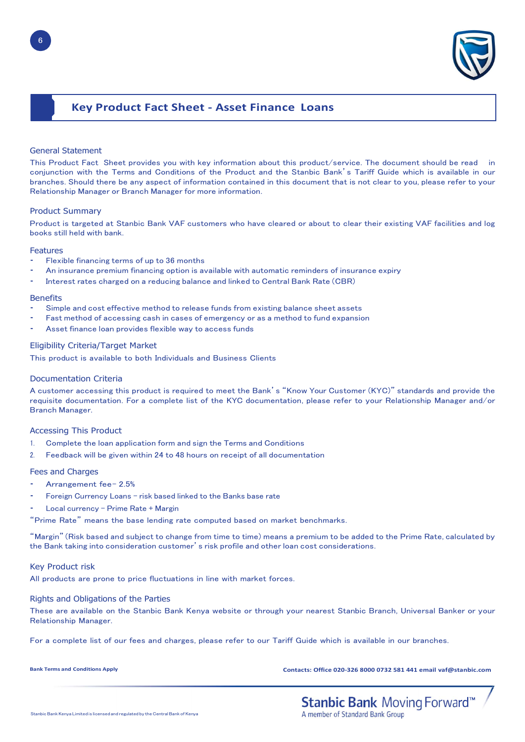# Key Product Fact Sheet - Asset Finance Loans

## General Statement

This Product Fact Sheet provides you with key information about this product/service. The document should be read in conjunction with the Terms and Conditions of the Product and the Stanbic Bank's Tariff Guide which is available in our branches. Should there be any aspect of information contained in this document that is not clear to you, please refer to your Relationship Manager or Branch Manager for more information.

## Product Summary

Product is targeted at Stanbic Bank VAF customers who have cleared or about to clear their existing VAF facilities and log books still held with bank.

## Features

- Flexible financing terms of up to 36 months
- An insurance premium financing option is available with automatic reminders of insurance expiry
- Interest rates charged on a reducing balance and linked to Central Bank Rate (CBR)

## Benefits

- Simple and cost effective method to release funds from existing balance sheet assets
- Fast method of accessing cash in cases of emergency or as a method to fund expansion
- Asset finance loan provides flexible way to access funds

## Eligibility Criteria/Target Market

This product is available to both Individuals and Business Clients

## Documentation Criteria

A customer accessing this product is required to meet the Bank's "Know Your Customer (KYC)" standards and provide the requisite documentation. For a complete list of the KYC documentation, please refer to your Relationship Manager and/or Branch Manager.

## Accessing This Product

1. Complete the loan application form and sign the Terms and Conditions
2. Feedback will be given within 24 to 48 hours on receipt of all documentation

## Fees and Charges

- Arrangement fee– 2.5%
- Foreign Currency Loans – risk based linked to the Banks base rate
- Local currency – Prime Rate + Margin

"Prime Rate" means the base lending rate computed based on market benchmarks.

"Margin" (Risk based and subject to change from time to time) means a premium to be added to the Prime Rate, calculated by the Bank taking into consideration customer's risk profile and other loan cost considerations.

## Key Product risk

All products are prone to price fluctuations in line with market forces.

## Rights and Obligations of the Parties

These are available on the Stanbic Bank Kenya website or through your nearest Stanbic Branch, Universal Banker or your Relationship Manager.

For a complete list of our fees and charges, please refer to our Tariff Guide which is available in our branches.

**Bank Terms and Conditions Apply**

**Contacts: Office 020-326 8000 0732 581 441 email vaf@stanbic.com**

Stanbic Bank Kenya Limited is licensed and regulated by the Central Bank of Kenya

Stanbic Bank Moving Forward™
A member of Standard Bank Group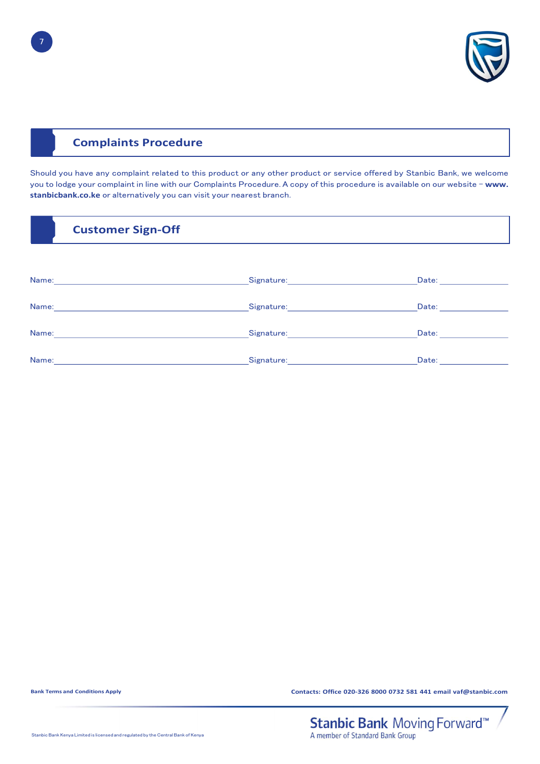## Complaints Procedure

Should you have any complaint related to this product or any other product or service offered by Stanbic Bank, we welcome you to lodge your complaint in line with our Complaints Procedure. A copy of this procedure is available on our website – **www.stanbicbank.co.ke** or alternatively you can visit your nearest branch.

## Customer Sign-Off

Name:\_\_\_\_\_\_\_\_\_\_\_\_\_\_\_\_\_\_\_\_\_\_\_\_\_\_\_\_\_\_ Signature:\_\_\_\_\_\_\_\_\_\_\_\_\_\_\_\_\_\_\_\_ Date: \_\_\_\_\_\_\_\_\_\_\_\_

Name:\_\_\_\_\_\_\_\_\_\_\_\_\_\_\_\_\_\_\_\_\_\_\_\_\_\_\_\_\_\_ Signature:\_\_\_\_\_\_\_\_\_\_\_\_\_\_\_\_\_\_\_\_ Date: \_\_\_\_\_\_\_\_\_\_\_\_

Name:\_\_\_\_\_\_\_\_\_\_\_\_\_\_\_\_\_\_\_\_\_\_\_\_\_\_\_\_\_\_ Signature:\_\_\_\_\_\_\_\_\_\_\_\_\_\_\_\_\_\_\_\_ Date: \_\_\_\_\_\_\_\_\_\_\_\_

Name:\_\_\_\_\_\_\_\_\_\_\_\_\_\_\_\_\_\_\_\_\_\_\_\_\_\_\_\_\_\_ Signature:\_\_\_\_\_\_\_\_\_\_\_\_\_\_\_\_\_\_\_\_ Date: \_\_\_\_\_\_\_\_\_\_\_\_

**Bank Terms and Conditions Apply**

**Contacts: Office 020-326 8000 0732 581 441 email vaf@stanbic.com**

Stanbic Bank Kenya Limited is licensed and regulated by the Central Bank of Kenya

**Stanbic Bank** Moving Forward™
A member of Standard Bank Group